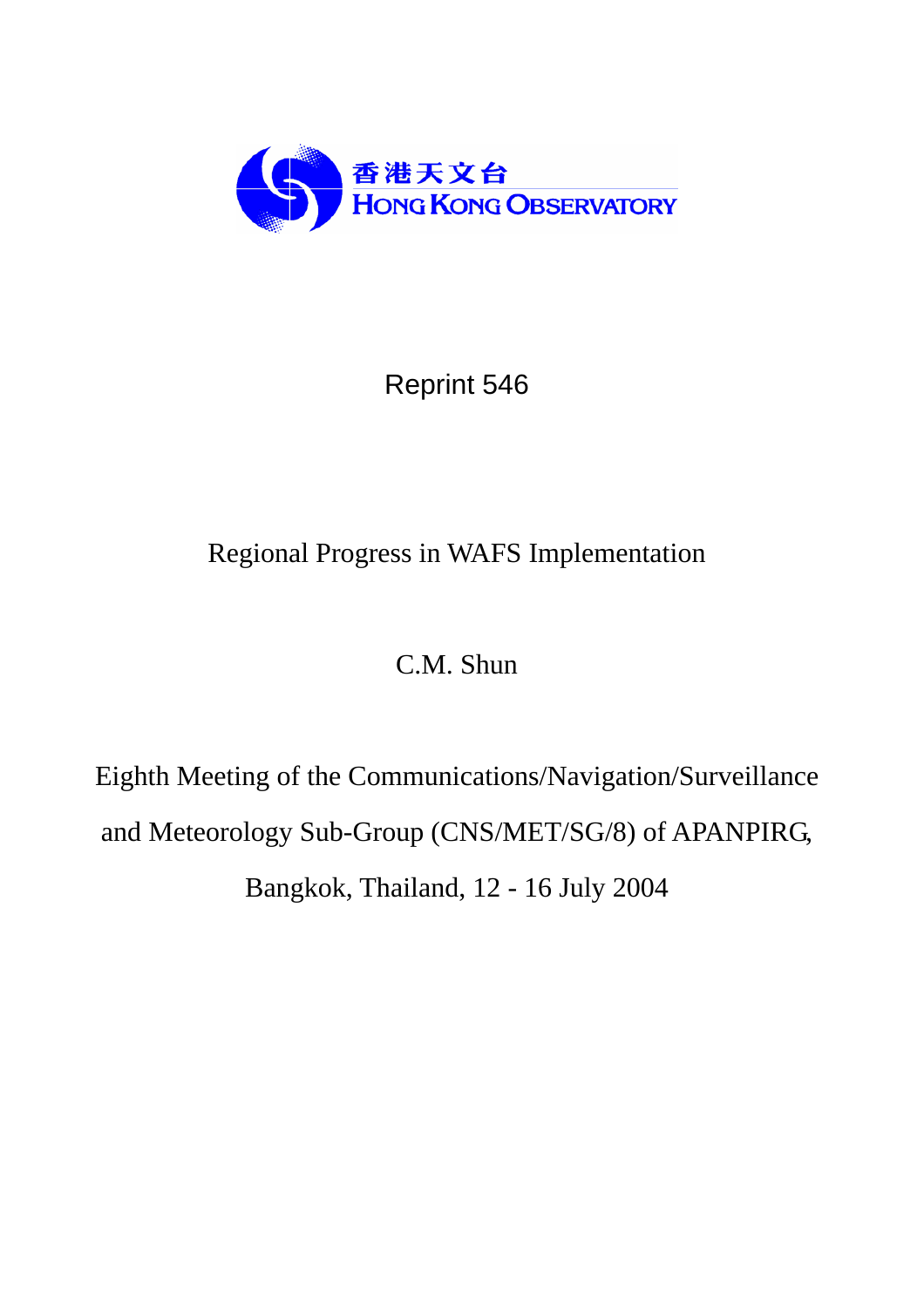香港天文台
HONG KONG OBSERVATORY

Reprint 546

# Regional Progress in WAFS Implementation

C.M. Shun

Eighth Meeting of the Communications/Navigation/Surveillance and Meteorology Sub-Group (CNS/MET/SG/8) of APANPIRG, Bangkok, Thailand, 12 - 16 July 2004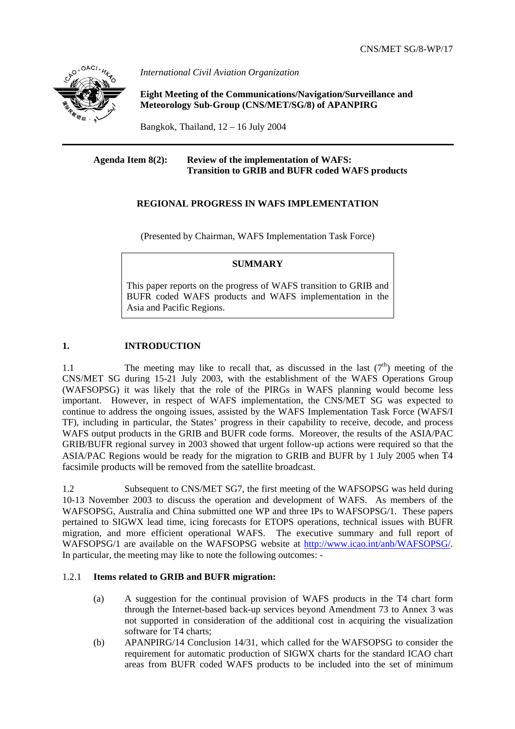International Civil Aviation Organization

**Eight Meeting of the Communications/Navigation/Surveillance and Meteorology Sub-Group (CNS/MET/SG/8) of APANPIRG**

Bangkok, Thailand, 12 – 16 July 2004

---

**Agenda Item 8(2): Review of the implementation of WAFS: Transition to GRIB and BUFR coded WAFS products**

**REGIONAL PROGRESS IN WAFS IMPLEMENTATION**

(Presented by Chairman, WAFS Implementation Task Force)

| **SUMMARY** |
| --- |
| This paper reports on the progress of WAFS transition to GRIB and BUFR coded WAFS products and WAFS implementation in the Asia and Pacific Regions. |

## 1. INTRODUCTION

1.1 The meeting may like to recall that, as discussed in the last (7th) meeting of the CNS/MET SG during 15-21 July 2003, with the establishment of the WAFS Operations Group (WAFSOPSG) it was likely that the role of the PIRGs in WAFS planning would become less important. However, in respect of WAFS implementation, the CNS/MET SG was expected to continue to address the ongoing issues, assisted by the WAFS Implementation Task Force (WAFS/I TF), including in particular, the States' progress in their capability to receive, decode, and process WAFS output products in the GRIB and BUFR code forms. Moreover, the results of the ASIA/PAC GRIB/BUFR regional survey in 2003 showed that urgent follow-up actions were required so that the ASIA/PAC Regions would be ready for the migration to GRIB and BUFR by 1 July 2005 when T4 facsimile products will be removed from the satellite broadcast.

1.2 Subsequent to CNS/MET SG7, the first meeting of the WAFSOPSG was held during 10-13 November 2003 to discuss the operation and development of WAFS. As members of the WAFSOPSG, Australia and China submitted one WP and three IPs to WAFSOPSG/1. These papers pertained to SIGWX lead time, icing forecasts for ETOPS operations, technical issues with BUFR migration, and more efficient operational WAFS. The executive summary and full report of WAFSOPSG/1 are available on the WAFSOPSG website at http://www.icao.int/anb/WAFSOPSG/. In particular, the meeting may like to note the following outcomes: -

1.2.1 **Items related to GRIB and BUFR migration:**

(a) A suggestion for the continual provision of WAFS products in the T4 chart form through the Internet-based back-up services beyond Amendment 73 to Annex 3 was not supported in consideration of the additional cost in acquiring the visualization software for T4 charts;

(b) APANPIRG/14 Conclusion 14/31, which called for the WAFSOPSG to consider the requirement for automatic production of SIGWX charts for the standard ICAO chart areas from BUFR coded WAFS products to be included into the set of minimum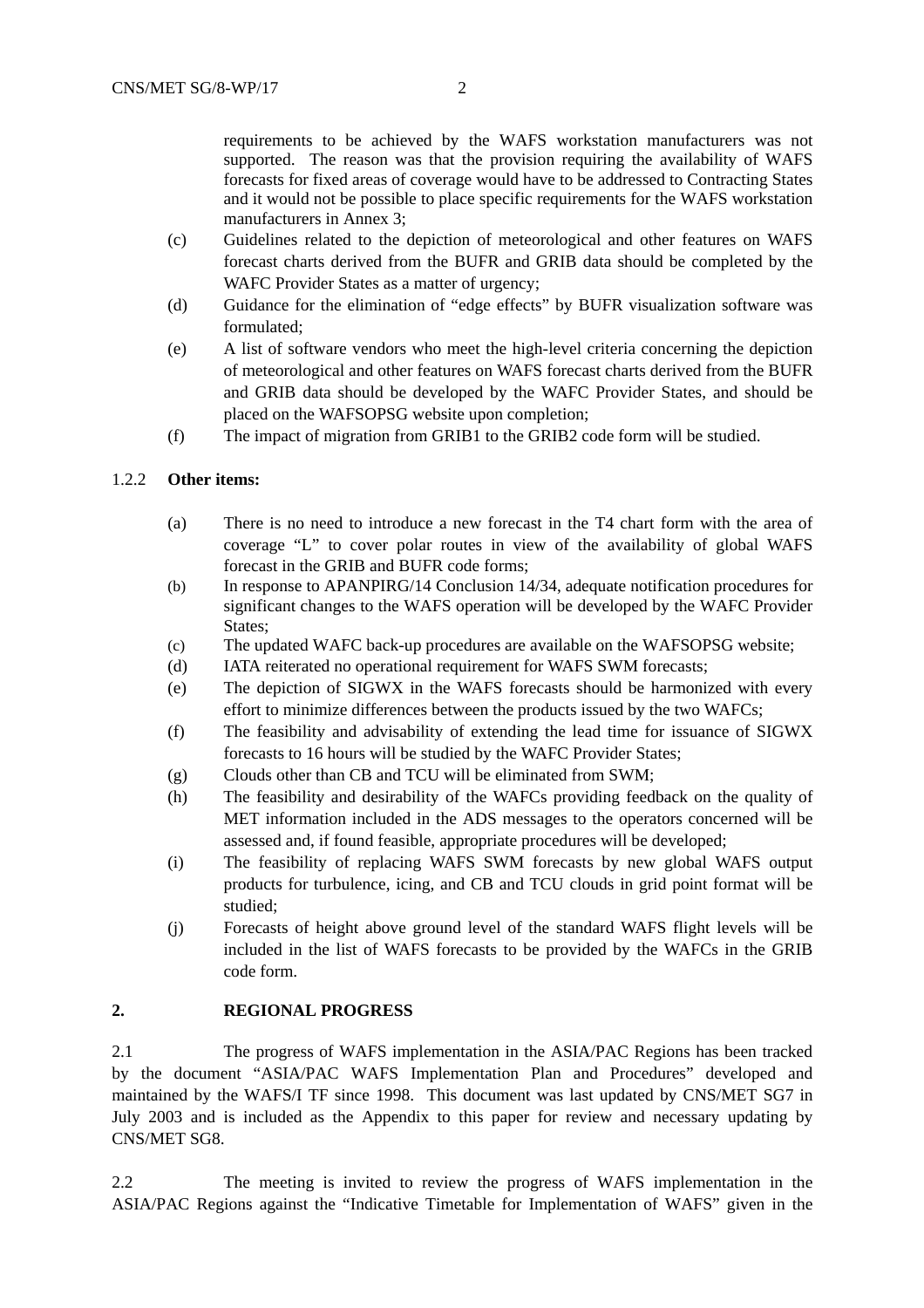requirements to be achieved by the WAFS workstation manufacturers was not supported. The reason was that the provision requiring the availability of WAFS forecasts for fixed areas of coverage would have to be addressed to Contracting States and it would not be possible to place specific requirements for the WAFS workstation manufacturers in Annex 3;

(c) Guidelines related to the depiction of meteorological and other features on WAFS forecast charts derived from the BUFR and GRIB data should be completed by the WAFC Provider States as a matter of urgency;

(d) Guidance for the elimination of "edge effects" by BUFR visualization software was formulated;

(e) A list of software vendors who meet the high-level criteria concerning the depiction of meteorological and other features on WAFS forecast charts derived from the BUFR and GRIB data should be developed by the WAFC Provider States, and should be placed on the WAFSOPSG website upon completion;

(f) The impact of migration from GRIB1 to the GRIB2 code form will be studied.

1.2.2 **Other items:**

(a) There is no need to introduce a new forecast in the T4 chart form with the area of coverage "L" to cover polar routes in view of the availability of global WAFS forecast in the GRIB and BUFR code forms;

(b) In response to APANPIRG/14 Conclusion 14/34, adequate notification procedures for significant changes to the WAFS operation will be developed by the WAFC Provider States;

(c) The updated WAFC back-up procedures are available on the WAFSOPSG website;

(d) IATA reiterated no operational requirement for WAFS SWM forecasts;

(e) The depiction of SIGWX in the WAFS forecasts should be harmonized with every effort to minimize differences between the products issued by the two WAFCs;

(f) The feasibility and advisability of extending the lead time for issuance of SIGWX forecasts to 16 hours will be studied by the WAFC Provider States;

(g) Clouds other than CB and TCU will be eliminated from SWM;

(h) The feasibility and desirability of the WAFCs providing feedback on the quality of MET information included in the ADS messages to the operators concerned will be assessed and, if found feasible, appropriate procedures will be developed;

(i) The feasibility of replacing WAFS SWM forecasts by new global WAFS output products for turbulence, icing, and CB and TCU clouds in grid point format will be studied;

(j) Forecasts of height above ground level of the standard WAFS flight levels will be included in the list of WAFS forecasts to be provided by the WAFCs in the GRIB code form.

## 2. REGIONAL PROGRESS

2.1 The progress of WAFS implementation in the ASIA/PAC Regions has been tracked by the document "ASIA/PAC WAFS Implementation Plan and Procedures" developed and maintained by the WAFS/I TF since 1998. This document was last updated by CNS/MET SG7 in July 2003 and is included as the Appendix to this paper for review and necessary updating by CNS/MET SG8.

2.2 The meeting is invited to review the progress of WAFS implementation in the ASIA/PAC Regions against the "Indicative Timetable for Implementation of WAFS" given in the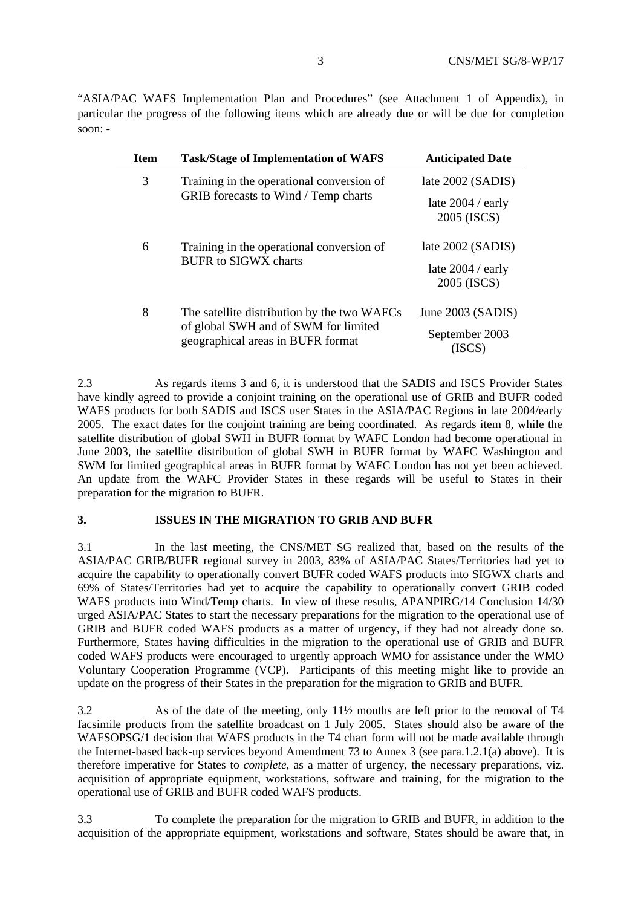"ASIA/PAC WAFS Implementation Plan and Procedures" (see Attachment 1 of Appendix), in particular the progress of the following items which are already due or will be due for completion soon: -

| Item | Task/Stage of Implementation of WAFS | Anticipated Date |
|---|---|---|
| 3 | Training in the operational conversion of GRIB forecasts to Wind / Temp charts | late 2002 (SADIS)<br>late 2004 / early 2005 (ISCS) |
| 6 | Training in the operational conversion of BUFR to SIGWX charts | late 2002 (SADIS)<br>late 2004 / early 2005 (ISCS) |
| 8 | The satellite distribution by the two WAFCs of global SWH and of SWM for limited geographical areas in BUFR format | June 2003 (SADIS)<br>September 2003 (ISCS) |

2.3 As regards items 3 and 6, it is understood that the SADIS and ISCS Provider States have kindly agreed to provide a conjoint training on the operational use of GRIB and BUFR coded WAFS products for both SADIS and ISCS user States in the ASIA/PAC Regions in late 2004/early 2005. The exact dates for the conjoint training are being coordinated. As regards item 8, while the satellite distribution of global SWH in BUFR format by WAFC London had become operational in June 2003, the satellite distribution of global SWH in BUFR format by WAFC Washington and SWM for limited geographical areas in BUFR format by WAFC London has not yet been achieved. An update from the WAFC Provider States in these regards will be useful to States in their preparation for the migration to BUFR.

## 3. ISSUES IN THE MIGRATION TO GRIB AND BUFR

3.1 In the last meeting, the CNS/MET SG realized that, based on the results of the ASIA/PAC GRIB/BUFR regional survey in 2003, 83% of ASIA/PAC States/Territories had yet to acquire the capability to operationally convert BUFR coded WAFS products into SIGWX charts and 69% of States/Territories had yet to acquire the capability to operationally convert GRIB coded WAFS products into Wind/Temp charts. In view of these results, APANPIRG/14 Conclusion 14/30 urged ASIA/PAC States to start the necessary preparations for the migration to the operational use of GRIB and BUFR coded WAFS products as a matter of urgency, if they had not already done so. Furthermore, States having difficulties in the migration to the operational use of GRIB and BUFR coded WAFS products were encouraged to urgently approach WMO for assistance under the WMO Voluntary Cooperation Programme (VCP). Participants of this meeting might like to provide an update on the progress of their States in the preparation for the migration to GRIB and BUFR.

3.2 As of the date of the meeting, only 11½ months are left prior to the removal of T4 facsimile products from the satellite broadcast on 1 July 2005. States should also be aware of the WAFSOPSG/1 decision that WAFS products in the T4 chart form will not be made available through the Internet-based back-up services beyond Amendment 73 to Annex 3 (see para.1.2.1(a) above). It is therefore imperative for States to *complete*, as a matter of urgency, the necessary preparations, viz. acquisition of appropriate equipment, workstations, software and training, for the migration to the operational use of GRIB and BUFR coded WAFS products.

3.3 To complete the preparation for the migration to GRIB and BUFR, in addition to the acquisition of the appropriate equipment, workstations and software, States should be aware that, in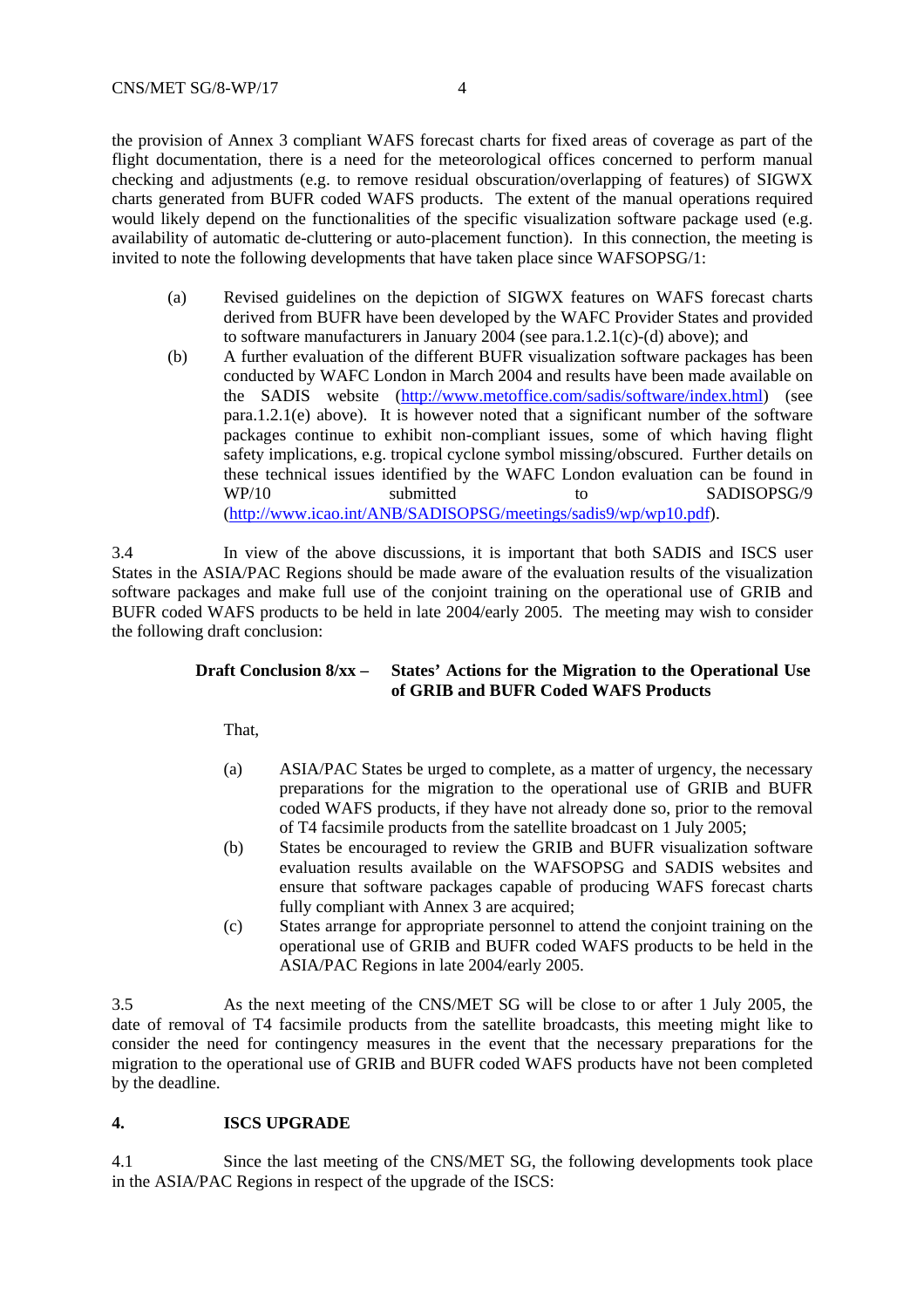the provision of Annex 3 compliant WAFS forecast charts for fixed areas of coverage as part of the flight documentation, there is a need for the meteorological offices concerned to perform manual checking and adjustments (e.g. to remove residual obscuration/overlapping of features) of SIGWX charts generated from BUFR coded WAFS products. The extent of the manual operations required would likely depend on the functionalities of the specific visualization software package used (e.g. availability of automatic de-cluttering or auto-placement function). In this connection, the meeting is invited to note the following developments that have taken place since WAFSOPSG/1:

(a) Revised guidelines on the depiction of SIGWX features on WAFS forecast charts derived from BUFR have been developed by the WAFC Provider States and provided to software manufacturers in January 2004 (see para.1.2.1(c)-(d) above); and

(b) A further evaluation of the different BUFR visualization software packages has been conducted by WAFC London in March 2004 and results have been made available on the SADIS website (http://www.metoffice.com/sadis/software/index.html) (see para.1.2.1(e) above). It is however noted that a significant number of the software packages continue to exhibit non-compliant issues, some of which having flight safety implications, e.g. tropical cyclone symbol missing/obscured. Further details on these technical issues identified by the WAFC London evaluation can be found in WP/10 submitted to SADISOPSG/9 (http://www.icao.int/ANB/SADISOPSG/meetings/sadis9/wp/wp10.pdf).

3.4 In view of the above discussions, it is important that both SADIS and ISCS user States in the ASIA/PAC Regions should be made aware of the evaluation results of the visualization software packages and make full use of the conjoint training on the operational use of GRIB and BUFR coded WAFS products to be held in late 2004/early 2005. The meeting may wish to consider the following draft conclusion:

**Draft Conclusion 8/xx – States' Actions for the Migration to the Operational Use of GRIB and BUFR Coded WAFS Products**

That,

(a) ASIA/PAC States be urged to complete, as a matter of urgency, the necessary preparations for the migration to the operational use of GRIB and BUFR coded WAFS products, if they have not already done so, prior to the removal of T4 facsimile products from the satellite broadcast on 1 July 2005;

(b) States be encouraged to review the GRIB and BUFR visualization software evaluation results available on the WAFSOPSG and SADIS websites and ensure that software packages capable of producing WAFS forecast charts fully compliant with Annex 3 are acquired;

(c) States arrange for appropriate personnel to attend the conjoint training on the operational use of GRIB and BUFR coded WAFS products to be held in the ASIA/PAC Regions in late 2004/early 2005.

3.5 As the next meeting of the CNS/MET SG will be close to or after 1 July 2005, the date of removal of T4 facsimile products from the satellite broadcasts, this meeting might like to consider the need for contingency measures in the event that the necessary preparations for the migration to the operational use of GRIB and BUFR coded WAFS products have not been completed by the deadline.

## 4. ISCS UPGRADE

4.1 Since the last meeting of the CNS/MET SG, the following developments took place in the ASIA/PAC Regions in respect of the upgrade of the ISCS: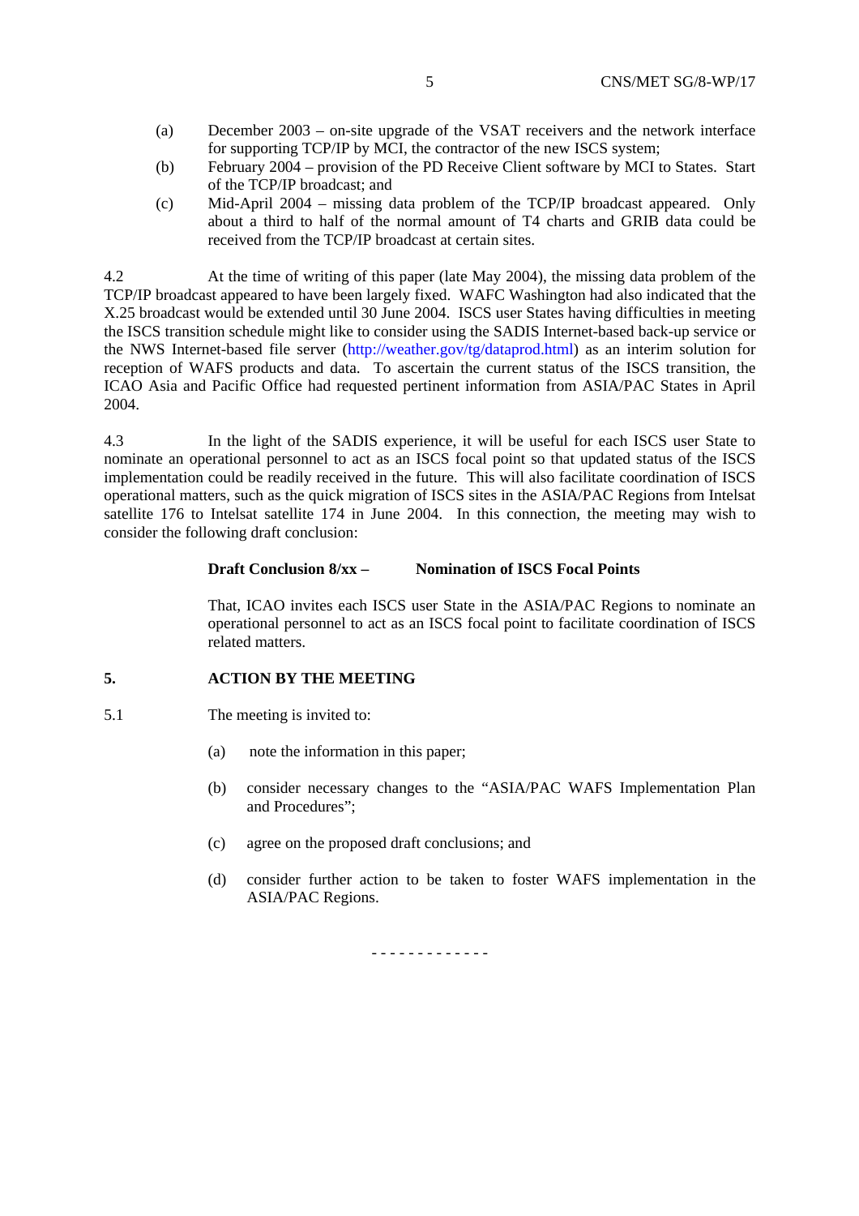(a) December 2003 – on-site upgrade of the VSAT receivers and the network interface for supporting TCP/IP by MCI, the contractor of the new ISCS system;

(b) February 2004 – provision of the PD Receive Client software by MCI to States. Start of the TCP/IP broadcast; and

(c) Mid-April 2004 – missing data problem of the TCP/IP broadcast appeared. Only about a third to half of the normal amount of T4 charts and GRIB data could be received from the TCP/IP broadcast at certain sites.

4.2 At the time of writing of this paper (late May 2004), the missing data problem of the TCP/IP broadcast appeared to have been largely fixed. WAFC Washington had also indicated that the X.25 broadcast would be extended until 30 June 2004. ISCS user States having difficulties in meeting the ISCS transition schedule might like to consider using the SADIS Internet-based back-up service or the NWS Internet-based file server (http://weather.gov/tg/dataprod.html) as an interim solution for reception of WAFS products and data. To ascertain the current status of the ISCS transition, the ICAO Asia and Pacific Office had requested pertinent information from ASIA/PAC States in April 2004.

4.3 In the light of the SADIS experience, it will be useful for each ISCS user State to nominate an operational personnel to act as an ISCS focal point so that updated status of the ISCS implementation could be readily received in the future. This will also facilitate coordination of ISCS operational matters, such as the quick migration of ISCS sites in the ASIA/PAC Regions from Intelsat satellite 176 to Intelsat satellite 174 in June 2004. In this connection, the meeting may wish to consider the following draft conclusion:

**Draft Conclusion 8/xx – Nomination of ISCS Focal Points**

That, ICAO invites each ISCS user State in the ASIA/PAC Regions to nominate an operational personnel to act as an ISCS focal point to facilitate coordination of ISCS related matters.

## 5. ACTION BY THE MEETING

5.1 The meeting is invited to:

(a) note the information in this paper;

(b) consider necessary changes to the "ASIA/PAC WAFS Implementation Plan and Procedures";

(c) agree on the proposed draft conclusions; and

(d) consider further action to be taken to foster WAFS implementation in the ASIA/PAC Regions.

- - - - - - - - - - - - -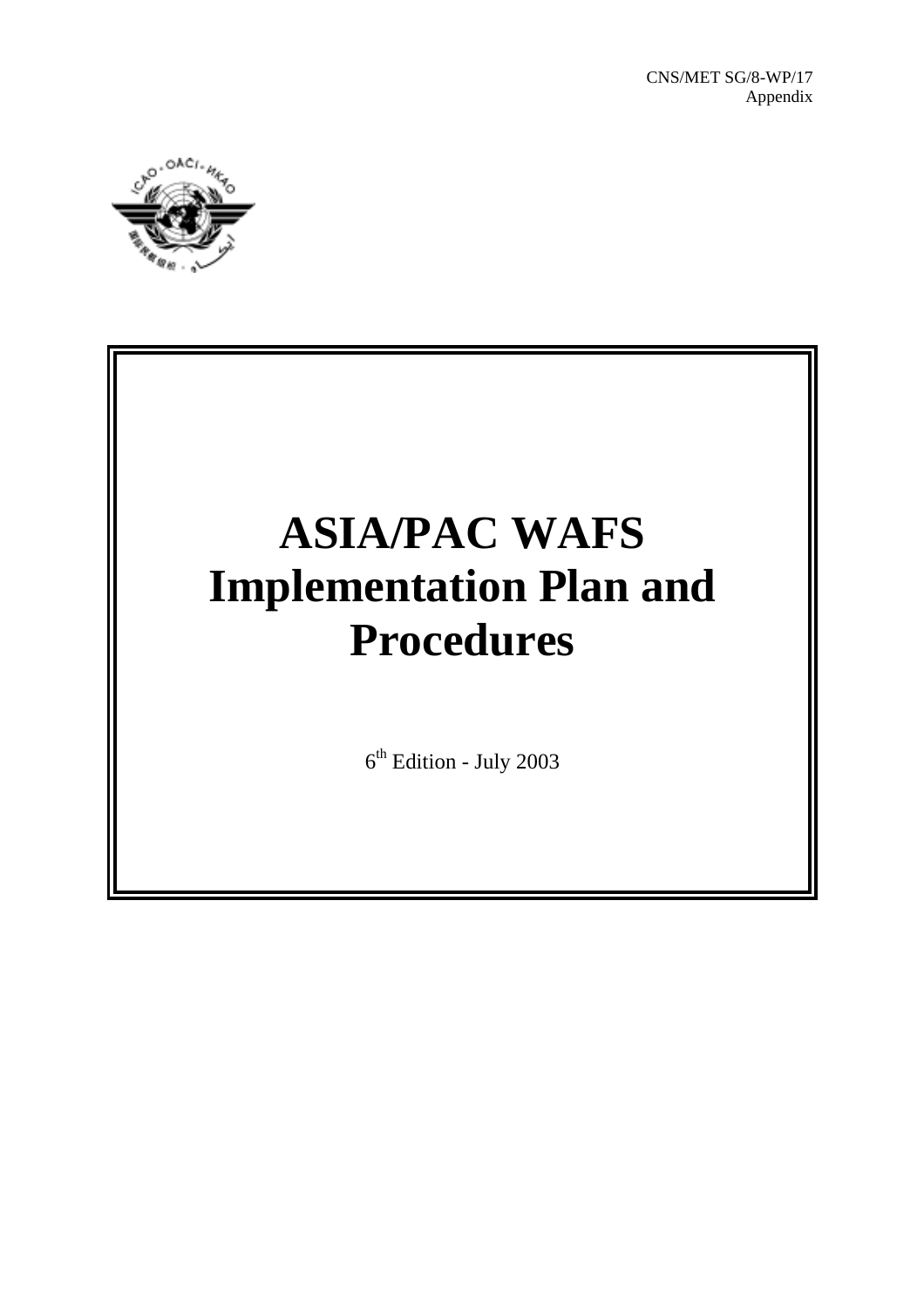CNS/MET SG/8-WP/17
Appendix

# ASIA/PAC WAFS Implementation Plan and Procedures

6th Edition - July 2003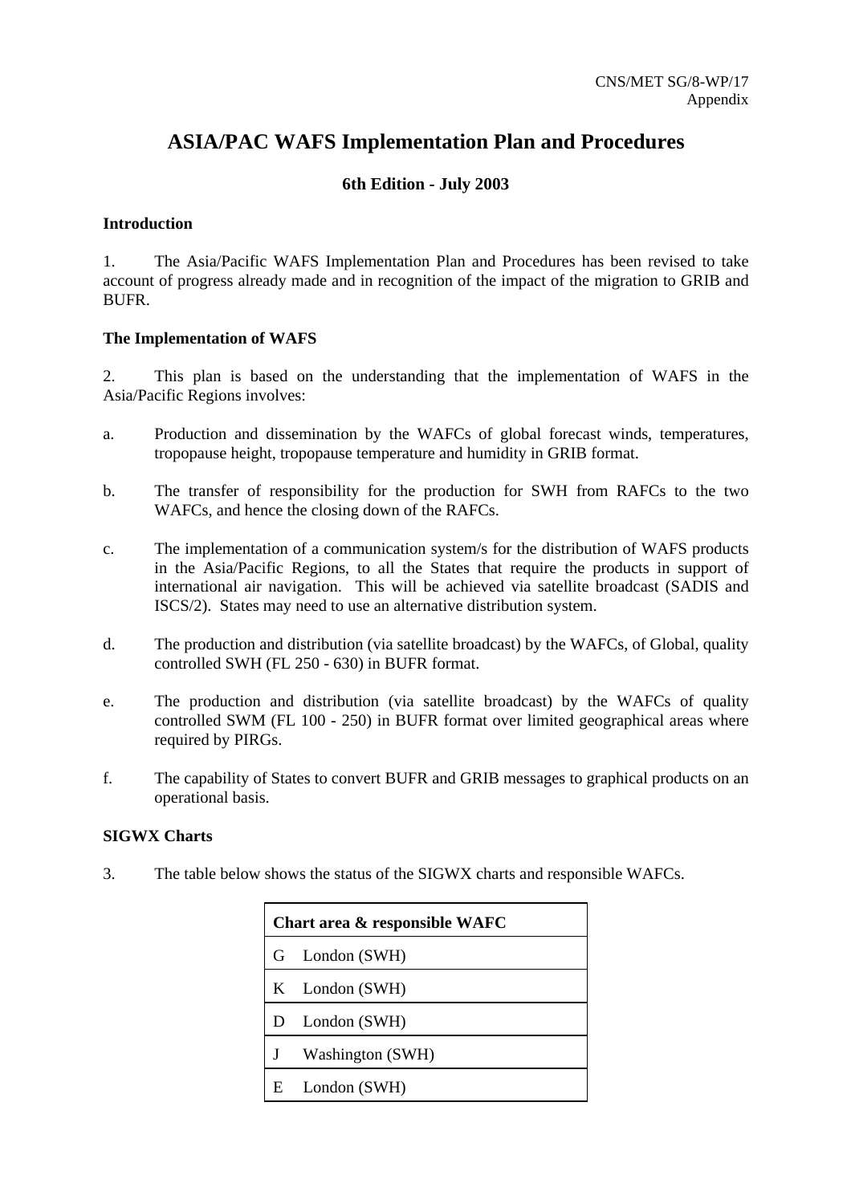CNS/MET SG/8-WP/17
Appendix

# ASIA/PAC WAFS Implementation Plan and Procedures

**6th Edition - July 2003**

**Introduction**

1. The Asia/Pacific WAFS Implementation Plan and Procedures has been revised to take account of progress already made and in recognition of the impact of the migration to GRIB and BUFR.

**The Implementation of WAFS**

2. This plan is based on the understanding that the implementation of WAFS in the Asia/Pacific Regions involves:

a. Production and dissemination by the WAFCs of global forecast winds, temperatures, tropopause height, tropopause temperature and humidity in GRIB format.

b. The transfer of responsibility for the production for SWH from RAFCs to the two WAFCs, and hence the closing down of the RAFCs.

c. The implementation of a communication system/s for the distribution of WAFS products in the Asia/Pacific Regions, to all the States that require the products in support of international air navigation. This will be achieved via satellite broadcast (SADIS and ISCS/2). States may need to use an alternative distribution system.

d. The production and distribution (via satellite broadcast) by the WAFCs, of Global, quality controlled SWH (FL 250 - 630) in BUFR format.

e. The production and distribution (via satellite broadcast) by the WAFCs of quality controlled SWM (FL 100 - 250) in BUFR format over limited geographical areas where required by PIRGs.

f. The capability of States to convert BUFR and GRIB messages to graphical products on an operational basis.

**SIGWX Charts**

3. The table below shows the status of the SIGWX charts and responsible WAFCs.

| Chart area & responsible WAFC | |
|---|---|
| G | London (SWH) |
| K | London (SWH) |
| D | London (SWH) |
| J | Washington (SWH) |
| E | London (SWH) |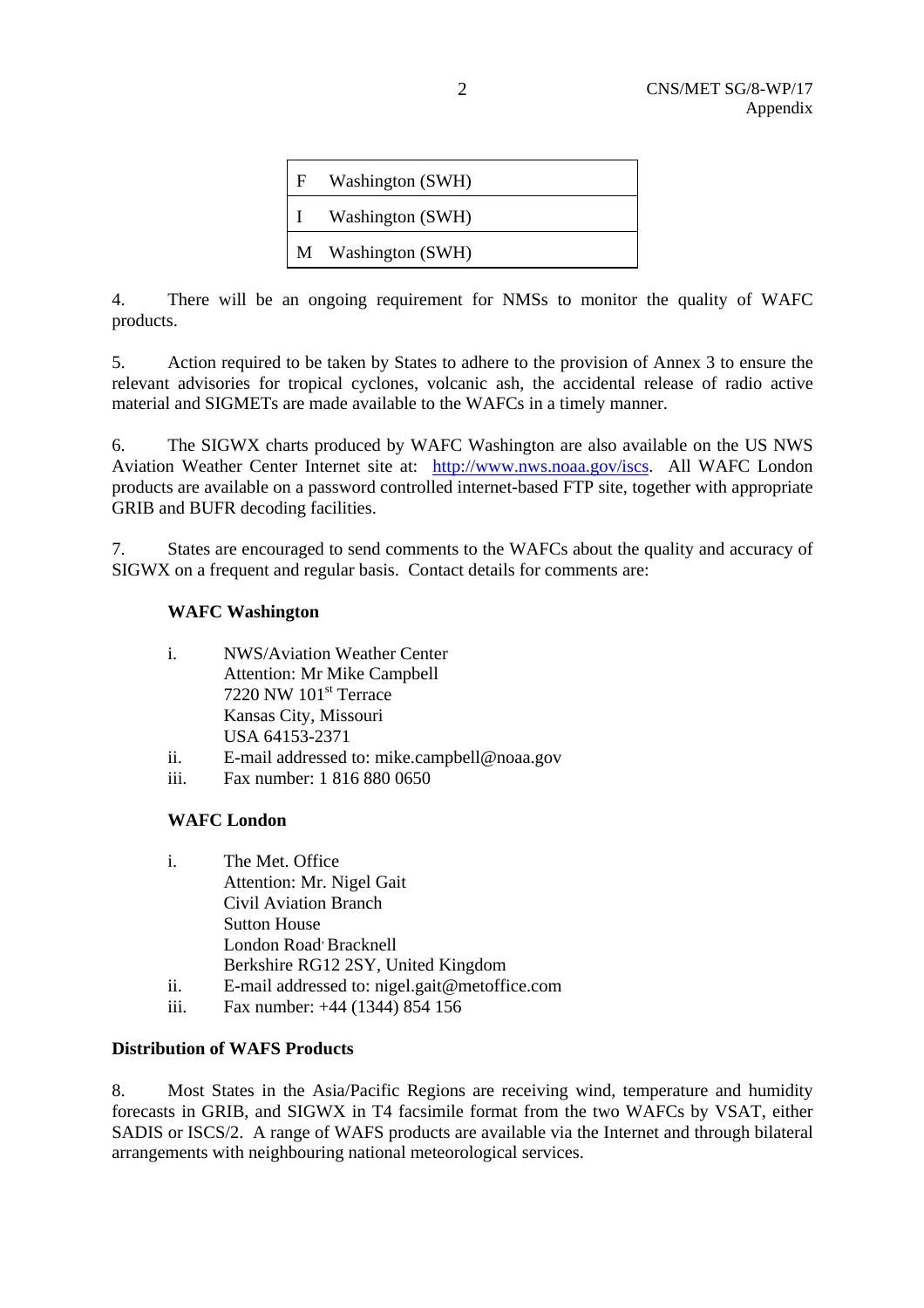| F | Washington (SWH) |
|---|---|
| I | Washington (SWH) |
| M | Washington (SWH) |

4. There will be an ongoing requirement for NMSs to monitor the quality of WAFC products.

5. Action required to be taken by States to adhere to the provision of Annex 3 to ensure the relevant advisories for tropical cyclones, volcanic ash, the accidental release of radio active material and SIGMETs are made available to the WAFCs in a timely manner.

6. The SIGWX charts produced by WAFC Washington are also available on the US NWS Aviation Weather Center Internet site at: http://www.nws.noaa.gov/iscs. All WAFC London products are available on a password controlled internet-based FTP site, together with appropriate GRIB and BUFR decoding facilities.

7. States are encouraged to send comments to the WAFCs about the quality and accuracy of SIGWX on a frequent and regular basis. Contact details for comments are:

**WAFC Washington**

i. NWS/Aviation Weather Center
Attention: Mr Mike Campbell
7220 NW 101st Terrace
Kansas City, Missouri
USA 64153-2371
ii. E-mail addressed to: mike.campbell@noaa.gov
iii. Fax number: 1 816 880 0650

**WAFC London**

i. The Met. Office
Attention: Mr. Nigel Gait
Civil Aviation Branch
Sutton House
London Road, Bracknell
Berkshire RG12 2SY, United Kingdom
ii. E-mail addressed to: nigel.gait@metoffice.com
iii. Fax number: +44 (1344) 854 156

**Distribution of WAFS Products**

8. Most States in the Asia/Pacific Regions are receiving wind, temperature and humidity forecasts in GRIB, and SIGWX in T4 facsimile format from the two WAFCs by VSAT, either SADIS or ISCS/2. A range of WAFS products are available via the Internet and through bilateral arrangements with neighbouring national meteorological services.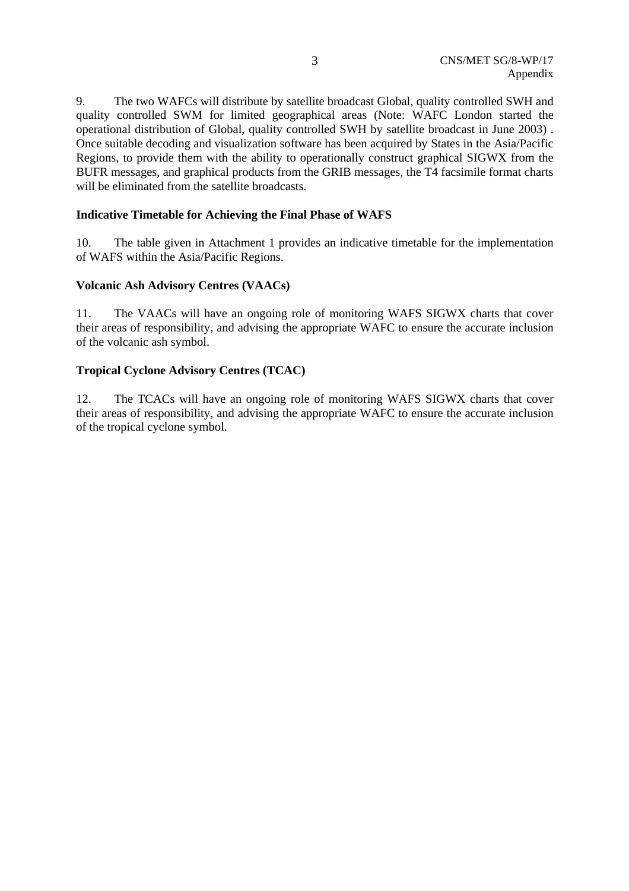9. The two WAFCs will distribute by satellite broadcast Global, quality controlled SWH and quality controlled SWM for limited geographical areas (Note: WAFC London started the operational distribution of Global, quality controlled SWH by satellite broadcast in June 2003) . Once suitable decoding and visualization software has been acquired by States in the Asia/Pacific Regions, to provide them with the ability to operationally construct graphical SIGWX from the BUFR messages, and graphical products from the GRIB messages, the T4 facsimile format charts will be eliminated from the satellite broadcasts.

**Indicative Timetable for Achieving the Final Phase of WAFS**

10. The table given in Attachment 1 provides an indicative timetable for the implementation of WAFS within the Asia/Pacific Regions.

**Volcanic Ash Advisory Centres (VAACs)**

11. The VAACs will have an ongoing role of monitoring WAFS SIGWX charts that cover their areas of responsibility, and advising the appropriate WAFC to ensure the accurate inclusion of the volcanic ash symbol.

**Tropical Cyclone Advisory Centres (TCAC)**

12. The TCACs will have an ongoing role of monitoring WAFS SIGWX charts that cover their areas of responsibility, and advising the appropriate WAFC to ensure the accurate inclusion of the tropical cyclone symbol.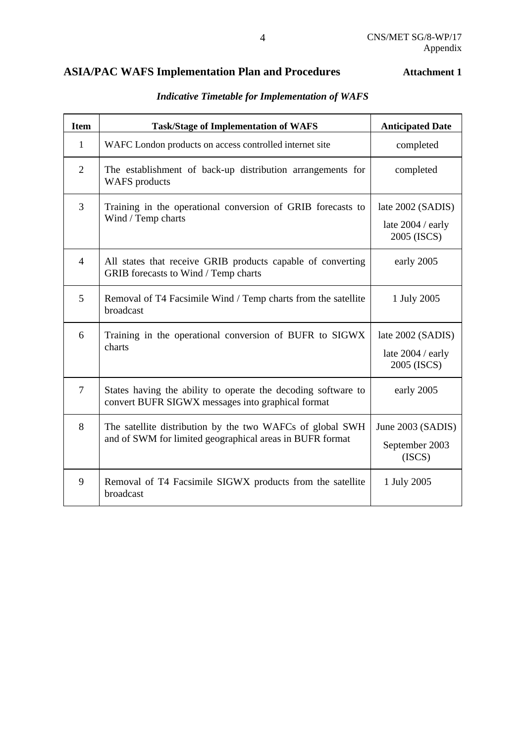## ASIA/PAC WAFS Implementation Plan and Procedures **Attachment 1**

### *Indicative Timetable for Implementation of WAFS*

| Item | Task/Stage of Implementation of WAFS | Anticipated Date |
|---|---|---|
| 1 | WAFC London products on access controlled internet site | completed |
| 2 | The establishment of back-up distribution arrangements for WAFS products | completed |
| 3 | Training in the operational conversion of GRIB forecasts to Wind / Temp charts | late 2002 (SADIS)<br>late 2004 / early 2005 (ISCS) |
| 4 | All states that receive GRIB products capable of converting GRIB forecasts to Wind / Temp charts | early 2005 |
| 5 | Removal of T4 Facsimile Wind / Temp charts from the satellite broadcast | 1 July 2005 |
| 6 | Training in the operational conversion of BUFR to SIGWX charts | late 2002 (SADIS)<br>late 2004 / early 2005 (ISCS) |
| 7 | States having the ability to operate the decoding software to convert BUFR SIGWX messages into graphical format | early 2005 |
| 8 | The satellite distribution by the two WAFCs of global SWH and of SWM for limited geographical areas in BUFR format | June 2003 (SADIS)<br>September 2003 (ISCS) |
| 9 | Removal of T4 Facsimile SIGWX products from the satellite broadcast | 1 July 2005 |